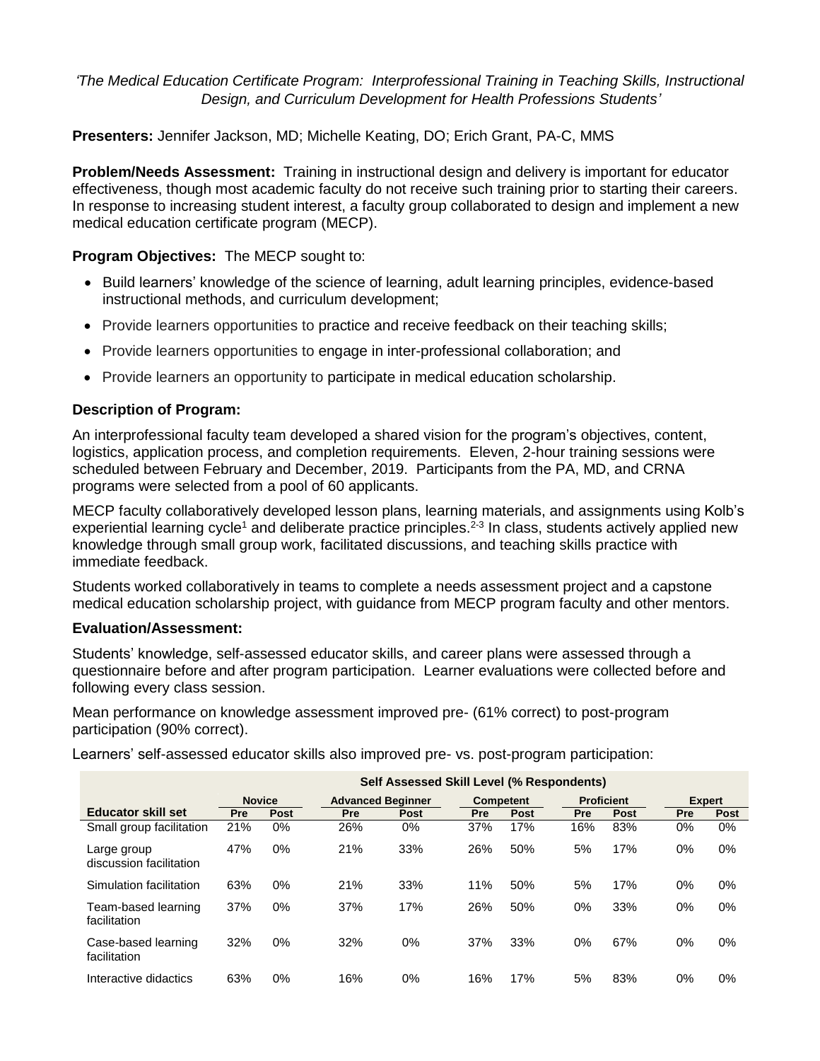*'The Medical Education Certificate Program: Interprofessional Training in Teaching Skills, Instructional Design, and Curriculum Development for Health Professions Students'*

**Presenters:** Jennifer Jackson, MD; Michelle Keating, DO; Erich Grant, PA-C, MMS

**Problem/Needs Assessment:** Training in instructional design and delivery is important for educator effectiveness, though most academic faculty do not receive such training prior to starting their careers. In response to increasing student interest, a faculty group collaborated to design and implement a new medical education certificate program (MECP).

**Program Objectives:** The MECP sought to:

- Build learners' knowledge of the science of learning, adult learning principles, evidence-based instructional methods, and curriculum development;
- Provide learners opportunities to practice and receive feedback on their teaching skills;
- Provide learners opportunities to engage in inter-professional collaboration; and
- Provide learners an opportunity to participate in medical education scholarship.

**Description of Program:**

An interprofessional faculty team developed a shared vision for the program's objectives, content, logistics, application process, and completion requirements. Eleven, 2-hour training sessions were scheduled between February and December, 2019. Participants from the PA, MD, and CRNA programs were selected from a pool of 60 applicants.

MECP faculty collaboratively developed lesson plans, learning materials, and assignments using Kolb's experiential learning cycle[1] and deliberate practice principles.[2-3] In class, students actively applied new knowledge through small group work, facilitated discussions, and teaching skills practice with immediate feedback.

Students worked collaboratively in teams to complete a needs assessment project and a capstone medical education scholarship project, with guidance from MECP program faculty and other mentors.

**Evaluation/Assessment:**

Students' knowledge, self-assessed educator skills, and career plans were assessed through a questionnaire before and after program participation. Learner evaluations were collected before and following every class session.

Mean performance on knowledge assessment improved pre- (61% correct) to post-program participation (90% correct).

Learners' self-assessed educator skills also improved pre- vs. post-program participation:

| | Self Assessed Skill Level (% Respondents) | | | | | | | | | |
|---|---|---|---|---|---|---|---|---|---|---|
| | Novice | | Advanced Beginner | | Competent | | Proficient | | Expert | |
| **Educator skill set** | Pre | Post | Pre | Post | Pre | Post | Pre | Post | Pre | Post |
| Small group facilitation | 21% | 0% | 26% | 0% | 37% | 17% | 16% | 83% | 0% | 0% |
| Large group discussion facilitation | 47% | 0% | 21% | 33% | 26% | 50% | 5% | 17% | 0% | 0% |
| Simulation facilitation | 63% | 0% | 21% | 33% | 11% | 50% | 5% | 17% | 0% | 0% |
| Team-based learning facilitation | 37% | 0% | 37% | 17% | 26% | 50% | 0% | 33% | 0% | 0% |
| Case-based learning facilitation | 32% | 0% | 32% | 0% | 37% | 33% | 0% | 67% | 0% | 0% |
| Interactive didactics | 63% | 0% | 16% | 0% | 16% | 17% | 5% | 83% | 0% | 0% |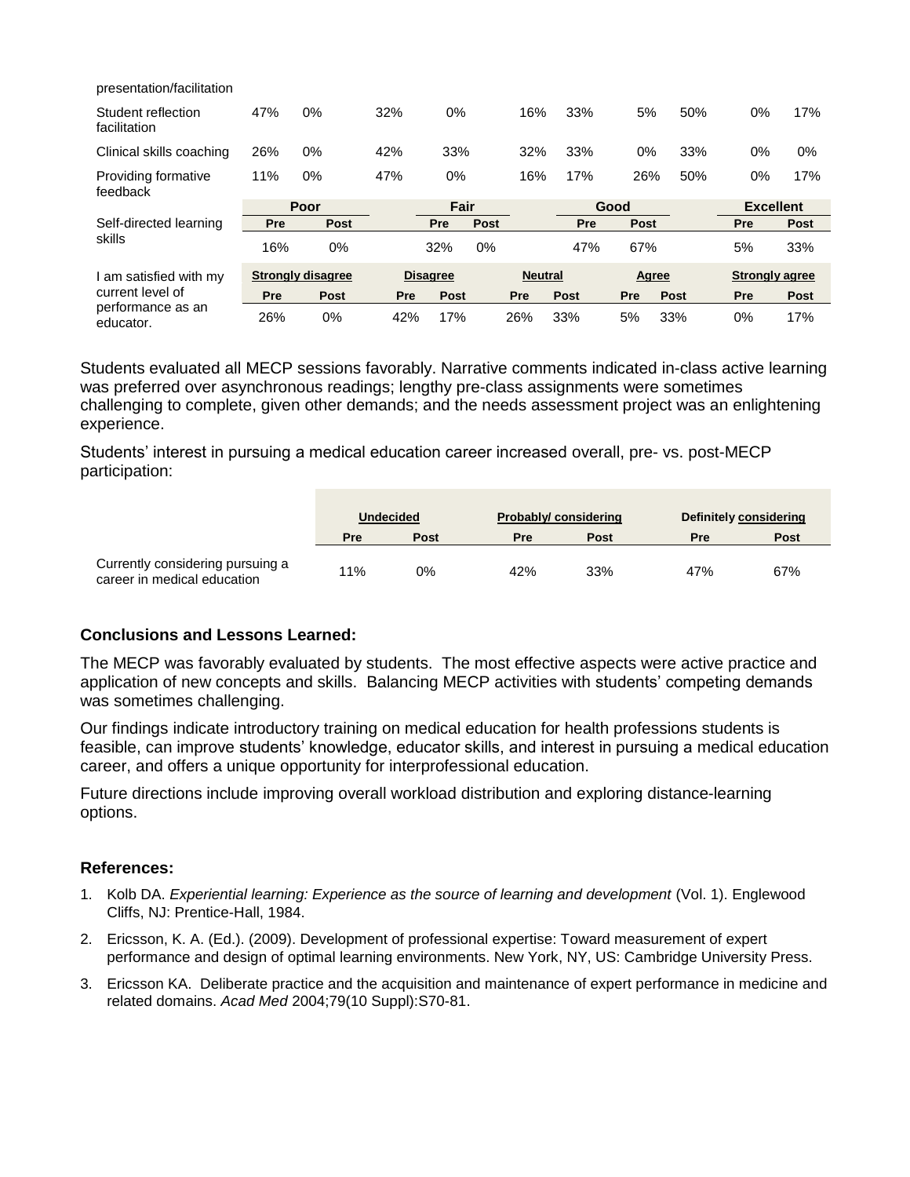| | | | | | | | | | | |
|---|---|---|---|---|---|---|---|---|---|---|
| presentation/facilitation | | | | | | | | | | |
| Student reflection facilitation | 47% | 0% | 32% | 0% | 16% | 33% | 5% | 50% | 0% | 17% |
| Clinical skills coaching | 26% | 0% | 42% | 33% | 32% | 33% | 0% | 33% | 0% | 0% |
| Providing formative feedback | 11% | 0% | 47% | 0% | 16% | 17% | 26% | 50% | 0% | 17% |

| | Poor | | Fair | | Good | | Excellent | |
|---|---|---|---|---|---|---|---|---|
| | Pre | Post | Pre | Post | Pre | Post | Pre | Post |
| Self-directed learning skills | 16% | 0% | 32% | 0% | 47% | 67% | 5% | 33% |

| | Strongly disagree | | Disagree | | Neutral | | Agree | | Strongly agree | |
|---|---|---|---|---|---|---|---|---|---|---|
| | Pre | Post | Pre | Post | Pre | Post | Pre | Post | Pre | Post |
| I am satisfied with my current level of performance as an educator. | 26% | 0% | 42% | 17% | 26% | 33% | 5% | 33% | 0% | 17% |

Students evaluated all MECP sessions favorably. Narrative comments indicated in-class active learning was preferred over asynchronous readings; lengthy pre-class assignments were sometimes challenging to complete, given other demands; and the needs assessment project was an enlightening experience.

Students' interest in pursuing a medical education career increased overall, pre- vs. post-MECP participation:

| | Undecided | | Probably/ considering | | Definitely considering | |
|---|---|---|---|---|---|---|
| | Pre | Post | Pre | Post | Pre | Post |
| Currently considering pursuing a career in medical education | 11% | 0% | 42% | 33% | 47% | 67% |

### Conclusions and Lessons Learned:

The MECP was favorably evaluated by students. The most effective aspects were active practice and application of new concepts and skills. Balancing MECP activities with students' competing demands was sometimes challenging.

Our findings indicate introductory training on medical education for health professions students is feasible, can improve students' knowledge, educator skills, and interest in pursuing a medical education career, and offers a unique opportunity for interprofessional education.

Future directions include improving overall workload distribution and exploring distance-learning options.

### References:

1. Kolb DA. *Experiential learning: Experience as the source of learning and development* (Vol. 1). Englewood Cliffs, NJ: Prentice-Hall, 1984.
2. Ericsson, K. A. (Ed.). (2009). Development of professional expertise: Toward measurement of expert performance and design of optimal learning environments. New York, NY, US: Cambridge University Press.
3. Ericsson KA. Deliberate practice and the acquisition and maintenance of expert performance in medicine and related domains. *Acad Med* 2004;79(10 Suppl):S70-81.